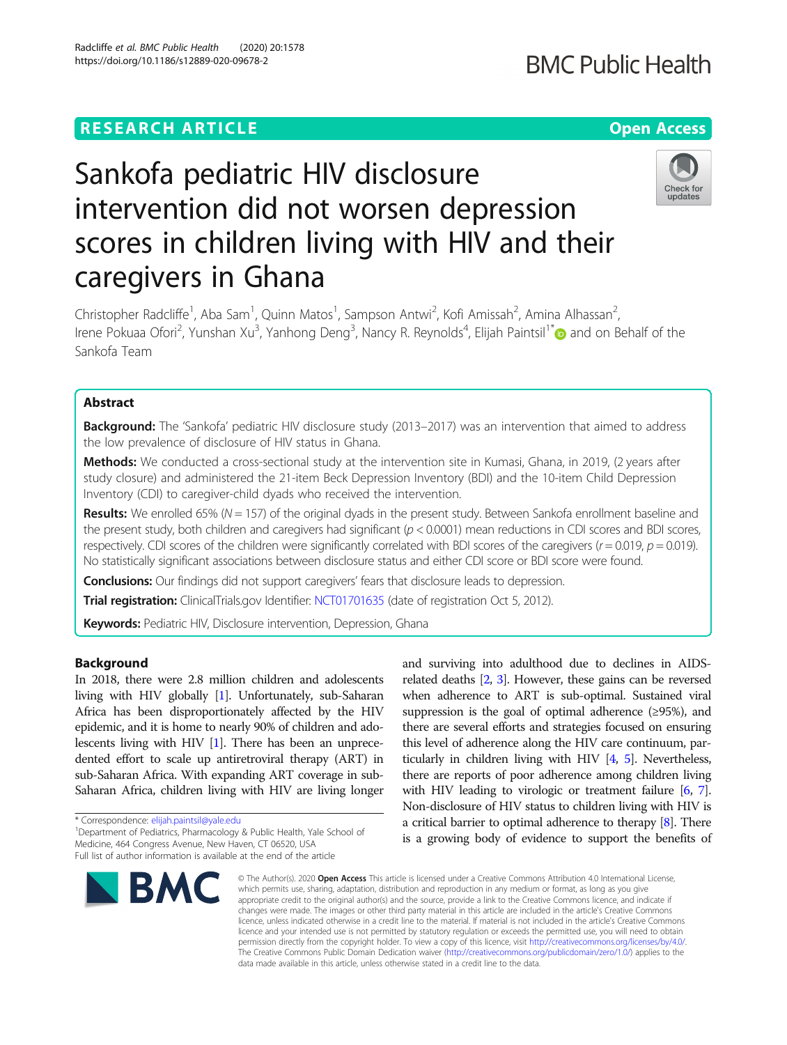RESEARCH ARTICLE

Open Access

# Sankofa pediatric HIV disclosure intervention did not worsen depression scores in children living with HIV and their caregivers in Ghana

Christopher Radcliffe[1], Aba Sam[1], Quinn Matos[1], Sampson Antwi[2], Kofi Amissah[2], Amina Alhassan[2], Irene Pokuaa Ofori[2], Yunshan Xu[3], Yanhong Deng[3], Nancy R. Reynolds[4], Elijah Paintsil[1*] and on Behalf of the Sankofa Team

## Abstract

**Background:** The 'Sankofa' pediatric HIV disclosure study (2013–2017) was an intervention that aimed to address the low prevalence of disclosure of HIV status in Ghana.

**Methods:** We conducted a cross-sectional study at the intervention site in Kumasi, Ghana, in 2019, (2 years after study closure) and administered the 21-item Beck Depression Inventory (BDI) and the 10-item Child Depression Inventory (CDI) to caregiver-child dyads who received the intervention.

**Results:** We enrolled 65% ($N = 157$) of the original dyads in the present study. Between Sankofa enrollment baseline and the present study, both children and caregivers had significant ($p < 0.0001$) mean reductions in CDI scores and BDI scores, respectively. CDI scores of the children were significantly correlated with BDI scores of the caregivers ($r = 0.019$, $p = 0.019$). No statistically significant associations between disclosure status and either CDI score or BDI score were found.

**Conclusions:** Our findings did not support caregivers' fears that disclosure leads to depression.

**Trial registration:** ClinicalTrials.gov Identifier: NCT01701635 (date of registration Oct 5, 2012).

**Keywords:** Pediatric HIV, Disclosure intervention, Depression, Ghana

## Background

In 2018, there were 2.8 million children and adolescents living with HIV globally [1]. Unfortunately, sub-Saharan Africa has been disproportionately affected by the HIV epidemic, and it is home to nearly 90% of children and adolescents living with HIV [1]. There has been an unprecedented effort to scale up antiretroviral therapy (ART) in sub-Saharan Africa. With expanding ART coverage in sub-Saharan Africa, children living with HIV are living longer and surviving into adulthood due to declines in AIDS-related deaths [2, 3]. However, these gains can be reversed when adherence to ART is sub-optimal. Sustained viral suppression is the goal of optimal adherence (≥95%), and there are several efforts and strategies focused on ensuring this level of adherence along the HIV care continuum, particularly in children living with HIV [4, 5]. Nevertheless, there are reports of poor adherence among children living with HIV leading to virologic or treatment failure [6, 7]. Non-disclosure of HIV status to children living with HIV is a critical barrier to optimal adherence to therapy [8]. There is a growing body of evidence to support the benefits of

\* Correspondence: elijah.paintsil@yale.edu
[1]Department of Pediatrics, Pharmacology & Public Health, Yale School of Medicine, 464 Congress Avenue, New Haven, CT 06520, USA
Full list of author information is available at the end of the article

© The Author(s). 2020 **Open Access** This article is licensed under a Creative Commons Attribution 4.0 International License, which permits use, sharing, adaptation, distribution and reproduction in any medium or format, as long as you give appropriate credit to the original author(s) and the source, provide a link to the Creative Commons licence, and indicate if changes were made. The images or other third party material in this article are included in the article's Creative Commons licence, unless indicated otherwise in a credit line to the material. If material is not included in the article's Creative Commons licence and your intended use is not permitted by statutory regulation or exceeds the permitted use, you will need to obtain permission directly from the copyright holder. To view a copy of this licence, visit http://creativecommons.org/licenses/by/4.0/. The Creative Commons Public Domain Dedication waiver (http://creativecommons.org/publicdomain/zero/1.0/) applies to the data made available in this article, unless otherwise stated in a credit line to the data.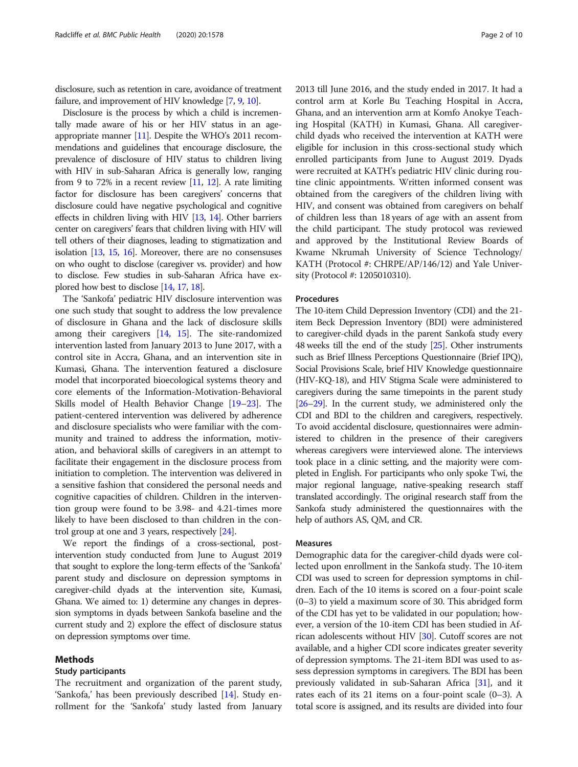disclosure, such as retention in care, avoidance of treatment failure, and improvement of HIV knowledge [7, 9, 10].

Disclosure is the process by which a child is incrementally made aware of his or her HIV status in an age-appropriate manner [11]. Despite the WHO's 2011 recommendations and guidelines that encourage disclosure, the prevalence of disclosure of HIV status to children living with HIV in sub-Saharan Africa is generally low, ranging from 9 to 72% in a recent review [11, 12]. A rate limiting factor for disclosure has been caregivers' concerns that disclosure could have negative psychological and cognitive effects in children living with HIV [13, 14]. Other barriers center on caregivers' fears that children living with HIV will tell others of their diagnoses, leading to stigmatization and isolation [13, 15, 16]. Moreover, there are no consensuses on who ought to disclose (caregiver vs. provider) and how to disclose. Few studies in sub-Saharan Africa have explored how best to disclose [14, 17, 18].

The 'Sankofa' pediatric HIV disclosure intervention was one such study that sought to address the low prevalence of disclosure in Ghana and the lack of disclosure skills among their caregivers [14, 15]. The site-randomized intervention lasted from January 2013 to June 2017, with a control site in Accra, Ghana, and an intervention site in Kumasi, Ghana. The intervention featured a disclosure model that incorporated bioecological systems theory and core elements of the Information-Motivation-Behavioral Skills model of Health Behavior Change [19–23]. The patient-centered intervention was delivered by adherence and disclosure specialists who were familiar with the community and trained to address the information, motivation, and behavioral skills of caregivers in an attempt to facilitate their engagement in the disclosure process from initiation to completion. The intervention was delivered in a sensitive fashion that considered the personal needs and cognitive capacities of children. Children in the intervention group were found to be 3.98- and 4.21-times more likely to have been disclosed to than children in the control group at one and 3 years, respectively [24].

We report the findings of a cross-sectional, post-intervention study conducted from June to August 2019 that sought to explore the long-term effects of the 'Sankofa' parent study and disclosure on depression symptoms in caregiver-child dyads at the intervention site, Kumasi, Ghana. We aimed to: 1) determine any changes in depression symptoms in dyads between Sankofa baseline and the current study and 2) explore the effect of disclosure status on depression symptoms over time.

## Methods

### Study participants

The recruitment and organization of the parent study, 'Sankofa,' has been previously described [14]. Study enrollment for the 'Sankofa' study lasted from January 2013 till June 2016, and the study ended in 2017. It had a control arm at Korle Bu Teaching Hospital in Accra, Ghana, and an intervention arm at Komfo Anokye Teaching Hospital (KATH) in Kumasi, Ghana. All caregiver-child dyads who received the intervention at KATH were eligible for inclusion in this cross-sectional study which enrolled participants from June to August 2019. Dyads were recruited at KATH's pediatric HIV clinic during routine clinic appointments. Written informed consent was obtained from the caregivers of the children living with HIV, and consent was obtained from caregivers on behalf of children less than 18 years of age with an assent from the child participant. The study protocol was reviewed and approved by the Institutional Review Boards of Kwame Nkrumah University of Science Technology/ KATH (Protocol #: CHRPE/AP/146/12) and Yale University (Protocol #: 1205010310).

### Procedures

The 10-item Child Depression Inventory (CDI) and the 21-item Beck Depression Inventory (BDI) were administered to caregiver-child dyads in the parent Sankofa study every 48 weeks till the end of the study [25]. Other instruments such as Brief Illness Perceptions Questionnaire (Brief IPQ), Social Provisions Scale, brief HIV Knowledge questionnaire (HIV-KQ-18), and HIV Stigma Scale were administered to caregivers during the same timepoints in the parent study [26–29]. In the current study, we administered only the CDI and BDI to the children and caregivers, respectively. To avoid accidental disclosure, questionnaires were administered to children in the presence of their caregivers whereas caregivers were interviewed alone. The interviews took place in a clinic setting, and the majority were completed in English. For participants who only spoke Twi, the major regional language, native-speaking research staff translated accordingly. The original research staff from the Sankofa study administered the questionnaires with the help of authors AS, QM, and CR.

### Measures

Demographic data for the caregiver-child dyads were collected upon enrollment in the Sankofa study. The 10-item CDI was used to screen for depression symptoms in children. Each of the 10 items is scored on a four-point scale (0–3) to yield a maximum score of 30. This abridged form of the CDI has yet to be validated in our population; however, a version of the 10-item CDI has been studied in African adolescents without HIV [30]. Cutoff scores are not available, and a higher CDI score indicates greater severity of depression symptoms. The 21-item BDI was used to assess depression symptoms in caregivers. The BDI has been previously validated in sub-Saharan Africa [31], and it rates each of its 21 items on a four-point scale (0–3). A total score is assigned, and its results are divided into four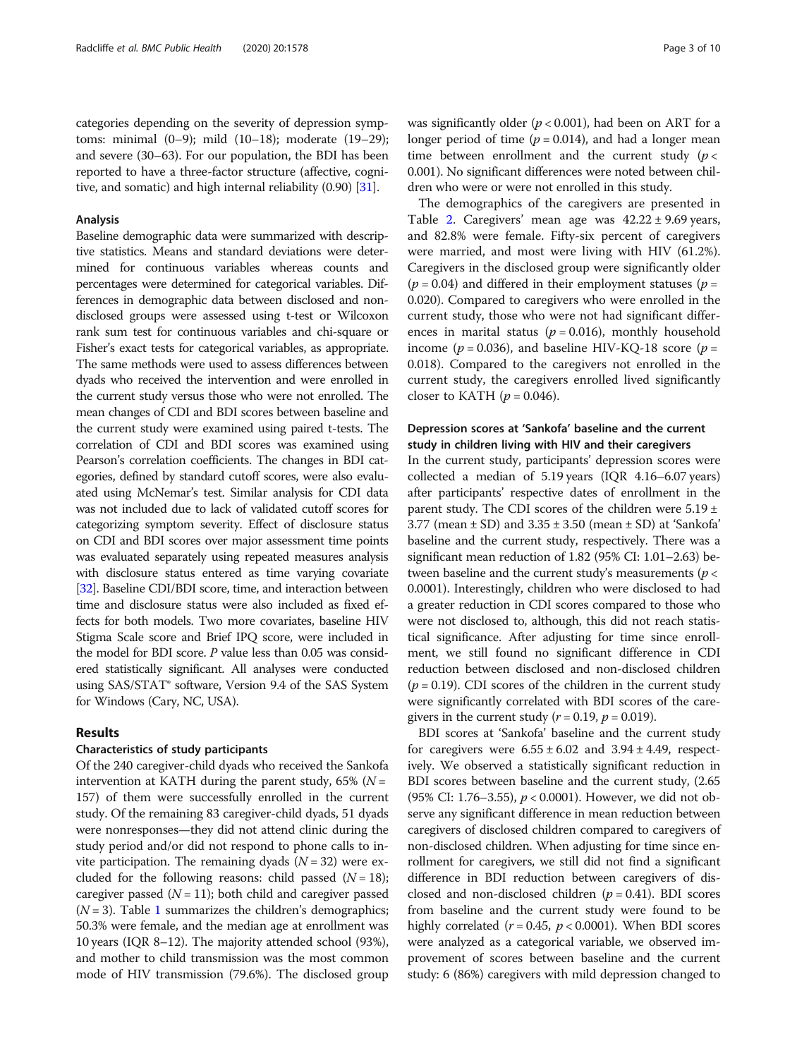categories depending on the severity of depression symptoms: minimal (0–9); mild (10–18); moderate (19–29); and severe (30–63). For our population, the BDI has been reported to have a three-factor structure (affective, cognitive, and somatic) and high internal reliability (0.90) [31].

### Analysis

Baseline demographic data were summarized with descriptive statistics. Means and standard deviations were determined for continuous variables whereas counts and percentages were determined for categorical variables. Differences in demographic data between disclosed and non-disclosed groups were assessed using t-test or Wilcoxon rank sum test for continuous variables and chi-square or Fisher's exact tests for categorical variables, as appropriate. The same methods were used to assess differences between dyads who received the intervention and were enrolled in the current study versus those who were not enrolled. The mean changes of CDI and BDI scores between baseline and the current study were examined using paired t-tests. The correlation of CDI and BDI scores was examined using Pearson's correlation coefficients. The changes in BDI categories, defined by standard cutoff scores, were also evaluated using McNemar's test. Similar analysis for CDI data was not included due to lack of validated cutoff scores for categorizing symptom severity. Effect of disclosure status on CDI and BDI scores over major assessment time points was evaluated separately using repeated measures analysis with disclosure status entered as time varying covariate [32]. Baseline CDI/BDI score, time, and interaction between time and disclosure status were also included as fixed effects for both models. Two more covariates, baseline HIV Stigma Scale score and Brief IPQ score, were included in the model for BDI score. *P* value less than 0.05 was considered statistically significant. All analyses were conducted using SAS/STAT® software, Version 9.4 of the SAS System for Windows (Cary, NC, USA).

## Results

### Characteristics of study participants

Of the 240 caregiver-child dyads who received the Sankofa intervention at KATH during the parent study, 65% ($N = 157$) of them were successfully enrolled in the current study. Of the remaining 83 caregiver-child dyads, 51 dyads were nonresponses—they did not attend clinic during the study period and/or did not respond to phone calls to invite participation. The remaining dyads ($N = 32$) were excluded for the following reasons: child passed ($N = 18$); caregiver passed ($N = 11$); both child and caregiver passed ($N = 3$). Table 1 summarizes the children's demographics; 50.3% were female, and the median age at enrollment was 10 years (IQR 8–12). The majority attended school (93%), and mother to child transmission was the most common mode of HIV transmission (79.6%). The disclosed group was significantly older ($p < 0.001$), had been on ART for a longer period of time ($p = 0.014$), and had a longer mean time between enrollment and the current study ($p < 0.001$). No significant differences were noted between children who were or were not enrolled in this study.

The demographics of the caregivers are presented in Table 2. Caregivers' mean age was $42.22 \pm 9.69$ years, and 82.8% were female. Fifty-six percent of caregivers were married, and most were living with HIV (61.2%). Caregivers in the disclosed group were significantly older ($p = 0.04$) and differed in their employment statuses ($p = 0.020$). Compared to caregivers who were enrolled in the current study, those who were not had significant differences in marital status ($p = 0.016$), monthly household income ($p = 0.036$), and baseline HIV-KQ-18 score ($p = 0.018$). Compared to the caregivers not enrolled in the current study, the caregivers enrolled lived significantly closer to KATH ($p = 0.046$).

### Depression scores at 'Sankofa' baseline and the current study in children living with HIV and their caregivers

In the current study, participants' depression scores were collected a median of 5.19 years (IQR 4.16–6.07 years) after participants' respective dates of enrollment in the parent study. The CDI scores of the children were $5.19 \pm 3.77$ (mean ± SD) and $3.35 \pm 3.50$ (mean ± SD) at 'Sankofa' baseline and the current study, respectively. There was a significant mean reduction of 1.82 (95% CI: 1.01–2.63) between baseline and the current study's measurements ($p < 0.0001$). Interestingly, children who were disclosed to had a greater reduction in CDI scores compared to those who were not disclosed to, although, this did not reach statistical significance. After adjusting for time since enrollment, we still found no significant difference in CDI reduction between disclosed and non-disclosed children ($p = 0.19$). CDI scores of the children in the current study were significantly correlated with BDI scores of the caregivers in the current study ($r = 0.19$, $p = 0.019$).

BDI scores at 'Sankofa' baseline and the current study for caregivers were $6.55 \pm 6.02$ and $3.94 \pm 4.49$, respectively. We observed a statistically significant reduction in BDI scores between baseline and the current study, (2.65 (95% CI: 1.76–3.55), $p < 0.0001$). However, we did not observe any significant difference in mean reduction between caregivers of disclosed children compared to caregivers of non-disclosed children. When adjusting for time since enrollment for caregivers, we still did not find a significant difference in BDI reduction between caregivers of disclosed and non-disclosed children ($p = 0.41$). BDI scores from baseline and the current study were found to be highly correlated ($r = 0.45$, $p < 0.0001$). When BDI scores were analyzed as a categorical variable, we observed improvement of scores between baseline and the current study: 6 (86%) caregivers with mild depression changed to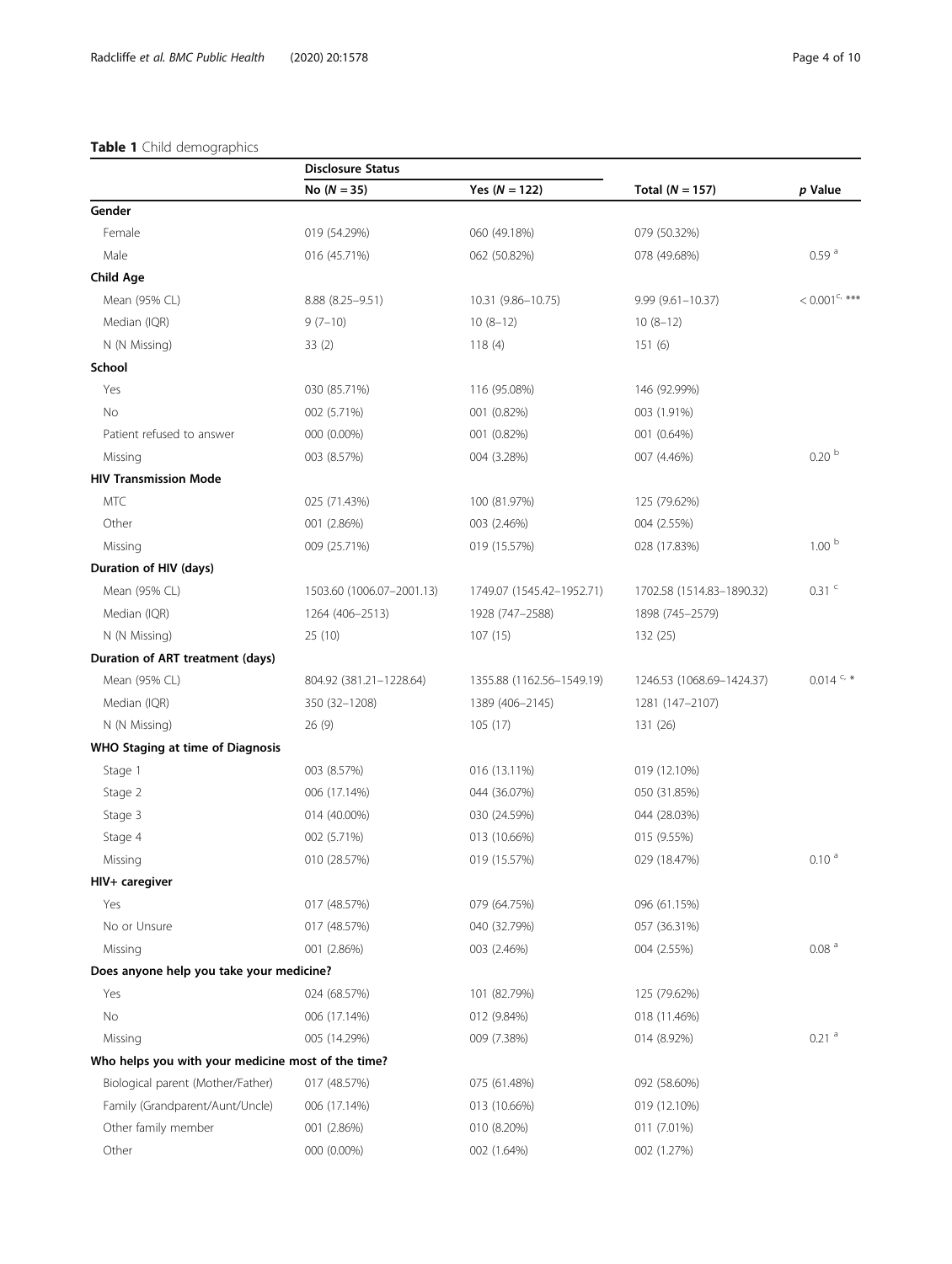**Table 1** Child demographics

| | Disclosure Status | | | |
|---|---|---|---|---|
| | No ($N = 35$) | Yes ($N = 122$) | Total ($N = 157$) | *p* Value |
| **Gender** | | | | |
| Female | 019 (54.29%) | 060 (49.18%) | 079 (50.32%) | |
| Male | 016 (45.71%) | 062 (50.82%) | 078 (49.68%) | 0.59 [a] |
| **Child Age** | | | | |
| Mean (95% CL) | 8.88 (8.25–9.51) | 10.31 (9.86–10.75) | 9.99 (9.61–10.37) | < 0.001 [c, ***] |
| Median (IQR) | 9 (7–10) | 10 (8–12) | 10 (8–12) | |
| N (N Missing) | 33 (2) | 118 (4) | 151 (6) | |
| **School** | | | | |
| Yes | 030 (85.71%) | 116 (95.08%) | 146 (92.99%) | |
| No | 002 (5.71%) | 001 (0.82%) | 003 (1.91%) | |
| Patient refused to answer | 000 (0.00%) | 001 (0.82%) | 001 (0.64%) | |
| Missing | 003 (8.57%) | 004 (3.28%) | 007 (4.46%) | 0.20 [b] |
| **HIV Transmission Mode** | | | | |
| MTC | 025 (71.43%) | 100 (81.97%) | 125 (79.62%) | |
| Other | 001 (2.86%) | 003 (2.46%) | 004 (2.55%) | |
| Missing | 009 (25.71%) | 019 (15.57%) | 028 (17.83%) | 1.00 [b] |
| **Duration of HIV (days)** | | | | |
| Mean (95% CL) | 1503.60 (1006.07–2001.13) | 1749.07 (1545.42–1952.71) | 1702.58 (1514.83–1890.32) | 0.31 [c] |
| Median (IQR) | 1264 (406–2513) | 1928 (747–2588) | 1898 (745–2579) | |
| N (N Missing) | 25 (10) | 107 (15) | 132 (25) | |
| **Duration of ART treatment (days)** | | | | |
| Mean (95% CL) | 804.92 (381.21–1228.64) | 1355.88 (1162.56–1549.19) | 1246.53 (1068.69–1424.37) | 0.014 [c, *] |
| Median (IQR) | 350 (32–1208) | 1389 (406–2145) | 1281 (147–2107) | |
| N (N Missing) | 26 (9) | 105 (17) | 131 (26) | |
| **WHO Staging at time of Diagnosis** | | | | |
| Stage 1 | 003 (8.57%) | 016 (13.11%) | 019 (12.10%) | |
| Stage 2 | 006 (17.14%) | 044 (36.07%) | 050 (31.85%) | |
| Stage 3 | 014 (40.00%) | 030 (24.59%) | 044 (28.03%) | |
| Stage 4 | 002 (5.71%) | 013 (10.66%) | 015 (9.55%) | |
| Missing | 010 (28.57%) | 019 (15.57%) | 029 (18.47%) | 0.10 [a] |
| **HIV+ caregiver** | | | | |
| Yes | 017 (48.57%) | 079 (64.75%) | 096 (61.15%) | |
| No or Unsure | 017 (48.57%) | 040 (32.79%) | 057 (36.31%) | |
| Missing | 001 (2.86%) | 003 (2.46%) | 004 (2.55%) | 0.08 [a] |
| **Does anyone help you take your medicine?** | | | | |
| Yes | 024 (68.57%) | 101 (82.79%) | 125 (79.62%) | |
| No | 006 (17.14%) | 012 (9.84%) | 018 (11.46%) | |
| Missing | 005 (14.29%) | 009 (7.38%) | 014 (8.92%) | 0.21 [a] |
| **Who helps you with your medicine most of the time?** | | | | |
| Biological parent (Mother/Father) | 017 (48.57%) | 075 (61.48%) | 092 (58.60%) | |
| Family (Grandparent/Aunt/Uncle) | 006 (17.14%) | 013 (10.66%) | 019 (12.10%) | |
| Other family member | 001 (2.86%) | 010 (8.20%) | 011 (7.01%) | |
| Other | 000 (0.00%) | 002 (1.64%) | 002 (1.27%) | |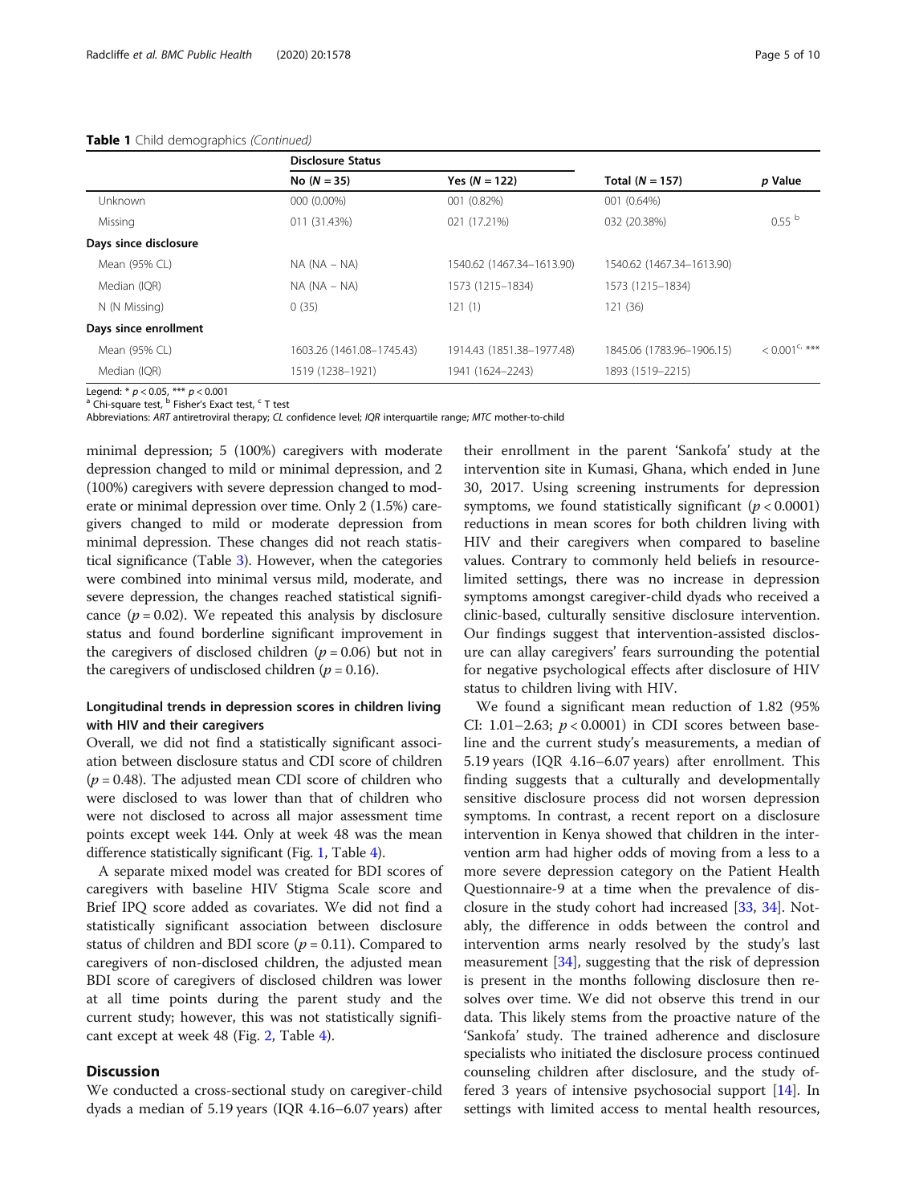**Table 1** Child demographics *(Continued)*

| | Disclosure Status | | Total (N = 157) | p Value |
|---|---|---|---|---|
| | No (N = 35) | Yes (N = 122) | | |
| Unknown | 000 (0.00%) | 001 (0.82%) | 001 (0.64%) | |
| Missing | 011 (31.43%) | 021 (17.21%) | 032 (20.38%) | 0.55 [b] |
| **Days since disclosure** | | | | |
| Mean (95% CL) | NA (NA – NA) | 1540.62 (1467.34–1613.90) | 1540.62 (1467.34–1613.90) | |
| Median (IQR) | NA (NA – NA) | 1573 (1215–1834) | 1573 (1215–1834) | |
| N (N Missing) | 0 (35) | 121 (1) | 121 (36) | |
| **Days since enrollment** | | | | |
| Mean (95% CL) | 1603.26 (1461.08–1745.43) | 1914.43 (1851.38–1977.48) | 1845.06 (1783.96–1906.15) | < 0.001 [c, ***] |
| Median (IQR) | 1519 (1238–1921) | 1941 (1624–2243) | 1893 (1519–2215) | |

Legend: * $p < 0.05$, *** $p < 0.001$
[a] Chi-square test, [b] Fisher's Exact test, [c] T test
Abbreviations: *ART* antiretroviral therapy; *CL* confidence level; *IQR* interquartile range; *MTC* mother-to-child

minimal depression; 5 (100%) caregivers with moderate depression changed to mild or minimal depression, and 2 (100%) caregivers with severe depression changed to moderate or minimal depression over time. Only 2 (1.5%) caregivers changed to mild or moderate depression from minimal depression. These changes did not reach statistical significance (Table 3). However, when the categories were combined into minimal versus mild, moderate, and severe depression, the changes reached statistical significance ($p = 0.02$). We repeated this analysis by disclosure status and found borderline significant improvement in the caregivers of disclosed children ($p = 0.06$) but not in the caregivers of undisclosed children ($p = 0.16$).

### Longitudinal trends in depression scores in children living with HIV and their caregivers

Overall, we did not find a statistically significant association between disclosure status and CDI score of children ($p = 0.48$). The adjusted mean CDI score of children who were disclosed to was lower than that of children who were not disclosed to across all major assessment time points except week 144. Only at week 48 was the mean difference statistically significant (Fig. 1, Table 4).

A separate mixed model was created for BDI scores of caregivers with baseline HIV Stigma Scale score and Brief IPQ score added as covariates. We did not find a statistically significant association between disclosure status of children and BDI score ($p = 0.11$). Compared to caregivers of non-disclosed children, the adjusted mean BDI score of caregivers of disclosed children was lower at all time points during the parent study and the current study; however, this was not statistically significant except at week 48 (Fig. 2, Table 4).

## Discussion

We conducted a cross-sectional study on caregiver-child dyads a median of 5.19 years (IQR 4.16–6.07 years) after their enrollment in the parent 'Sankofa' study at the intervention site in Kumasi, Ghana, which ended in June 30, 2017. Using screening instruments for depression symptoms, we found statistically significant ($p < 0.0001$) reductions in mean scores for both children living with HIV and their caregivers when compared to baseline values. Contrary to commonly held beliefs in resource-limited settings, there was no increase in depression symptoms amongst caregiver-child dyads who received a clinic-based, culturally sensitive disclosure intervention. Our findings suggest that intervention-assisted disclosure can allay caregivers' fears surrounding the potential for negative psychological effects after disclosure of HIV status to children living with HIV.

We found a significant mean reduction of 1.82 (95% CI: 1.01–2.63; $p < 0.0001$) in CDI scores between baseline and the current study's measurements, a median of 5.19 years (IQR 4.16–6.07 years) after enrollment. This finding suggests that a culturally and developmentally sensitive disclosure process did not worsen depression symptoms. In contrast, a recent report on a disclosure intervention in Kenya showed that children in the intervention arm had higher odds of moving from a less to a more severe depression category on the Patient Health Questionnaire-9 at a time when the prevalence of disclosure in the study cohort had increased [33, 34]. Notably, the difference in odds between the control and intervention arms nearly resolved by the study's last measurement [34], suggesting that the risk of depression is present in the months following disclosure then resolves over time. We did not observe this trend in our data. This likely stems from the proactive nature of the 'Sankofa' study. The trained adherence and disclosure specialists who initiated the disclosure process continued counseling children after disclosure, and the study offered 3 years of intensive psychosocial support [14]. In settings with limited access to mental health resources,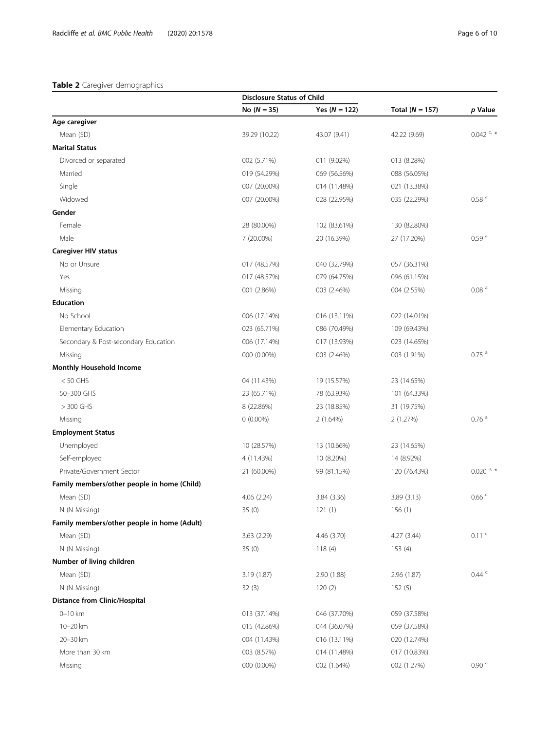**Table 2** Caregiver demographics

| | Disclosure Status of Child | | | |
|---|---|---|---|---|
| | No (*N* = 35) | Yes (*N* = 122) | Total (*N* = 157) | *p* Value |
| **Age caregiver** | | | | |
| Mean (SD) | 39.29 (10.22) | 43.07 (9.41) | 42.22 (9.69) | 0.042 [c, *] |
| **Marital Status** | | | | |
| Divorced or separated | 002 (5.71%) | 011 (9.02%) | 013 (8.28%) | |
| Married | 019 (54.29%) | 069 (56.56%) | 088 (56.05%) | |
| Single | 007 (20.00%) | 014 (11.48%) | 021 (13.38%) | |
| Widowed | 007 (20.00%) | 028 (22.95%) | 035 (22.29%) | 0.58 [a] |
| **Gender** | | | | |
| Female | 28 (80.00%) | 102 (83.61%) | 130 (82.80%) | |
| Male | 7 (20.00%) | 20 (16.39%) | 27 (17.20%) | 0.59 [a] |
| **Caregiver HIV status** | | | | |
| No or Unsure | 017 (48.57%) | 040 (32.79%) | 057 (36.31%) | |
| Yes | 017 (48.57%) | 079 (64.75%) | 096 (61.15%) | |
| Missing | 001 (2.86%) | 003 (2.46%) | 004 (2.55%) | 0.08 [a] |
| **Education** | | | | |
| No School | 006 (17.14%) | 016 (13.11%) | 022 (14.01%) | |
| Elementary Education | 023 (65.71%) | 086 (70.49%) | 109 (69.43%) | |
| Secondary & Post-secondary Education | 006 (17.14%) | 017 (13.93%) | 023 (14.65%) | |
| Missing | 000 (0.00%) | 003 (2.46%) | 003 (1.91%) | 0.75 [a] |
| **Monthly Household Income** | | | | |
| < 50 GHS | 04 (11.43%) | 19 (15.57%) | 23 (14.65%) | |
| 50–300 GHS | 23 (65.71%) | 78 (63.93%) | 101 (64.33%) | |
| > 300 GHS | 8 (22.86%) | 23 (18.85%) | 31 (19.75%) | |
| Missing | 0 (0.00%) | 2 (1.64%) | 2 (1.27%) | 0.76 [a] |
| **Employment Status** | | | | |
| Unemployed | 10 (28.57%) | 13 (10.66%) | 23 (14.65%) | |
| Self-employed | 4 (11.43%) | 10 (8.20%) | 14 (8.92%) | |
| Private/Government Sector | 21 (60.00%) | 99 (81.15%) | 120 (76.43%) | 0.020 [a, *] |
| **Family members/other people in home (Child)** | | | | |
| Mean (SD) | 4.06 (2.24) | 3.84 (3.36) | 3.89 (3.13) | 0.66 [c] |
| N (N Missing) | 35 (0) | 121 (1) | 156 (1) | |
| **Family members/other people in home (Adult)** | | | | |
| Mean (SD) | 3.63 (2.29) | 4.46 (3.70) | 4.27 (3.44) | 0.11 [c] |
| N (N Missing) | 35 (0) | 118 (4) | 153 (4) | |
| **Number of living children** | | | | |
| Mean (SD) | 3.19 (1.87) | 2.90 (1.88) | 2.96 (1.87) | 0.44 [c] |
| N (N Missing) | 32 (3) | 120 (2) | 152 (5) | |
| **Distance from Clinic/Hospital** | | | | |
| 0–10 km | 013 (37.14%) | 046 (37.70%) | 059 (37.58%) | |
| 10–20 km | 015 (42.86%) | 044 (36.07%) | 059 (37.58%) | |
| 20–30 km | 004 (11.43%) | 016 (13.11%) | 020 (12.74%) | |
| More than 30 km | 003 (8.57%) | 014 (11.48%) | 017 (10.83%) | |
| Missing | 000 (0.00%) | 002 (1.64%) | 002 (1.27%) | 0.90 [a] |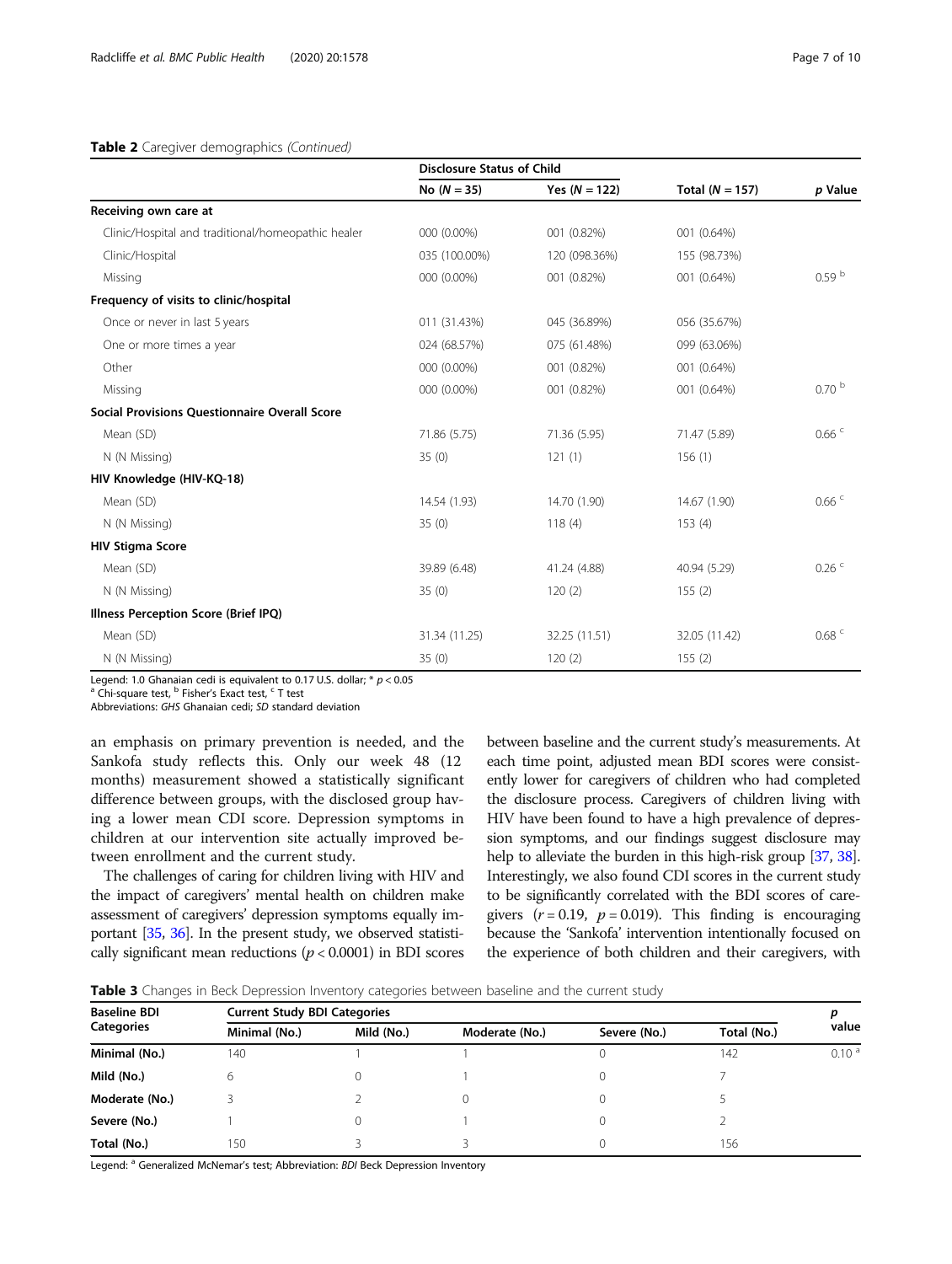**Table 2** Caregiver demographics *(Continued)*

| | Disclosure Status of Child | | | |
|---|---|---|---|---|
| | No ($N = 35$) | Yes ($N = 122$) | Total ($N = 157$) | *p* Value |
| **Receiving own care at** | | | | |
| Clinic/Hospital and traditional/homeopathic healer | 000 (0.00%) | 001 (0.82%) | 001 (0.64%) | |
| Clinic/Hospital | 035 (100.00%) | 120 (098.36%) | 155 (98.73%) | |
| Missing | 000 (0.00%) | 001 (0.82%) | 001 (0.64%) | 0.59 [b] |
| **Frequency of visits to clinic/hospital** | | | | |
| Once or never in last 5 years | 011 (31.43%) | 045 (36.89%) | 056 (35.67%) | |
| One or more times a year | 024 (68.57%) | 075 (61.48%) | 099 (63.06%) | |
| Other | 000 (0.00%) | 001 (0.82%) | 001 (0.64%) | |
| Missing | 000 (0.00%) | 001 (0.82%) | 001 (0.64%) | 0.70 [b] |
| **Social Provisions Questionnaire Overall Score** | | | | |
| Mean (SD) | 71.86 (5.75) | 71.36 (5.95) | 71.47 (5.89) | 0.66 [c] |
| N (N Missing) | 35 (0) | 121 (1) | 156 (1) | |
| **HIV Knowledge (HIV-KQ-18)** | | | | |
| Mean (SD) | 14.54 (1.93) | 14.70 (1.90) | 14.67 (1.90) | 0.66 [c] |
| N (N Missing) | 35 (0) | 118 (4) | 153 (4) | |
| **HIV Stigma Score** | | | | |
| Mean (SD) | 39.89 (6.48) | 41.24 (4.88) | 40.94 (5.29) | 0.26 [c] |
| N (N Missing) | 35 (0) | 120 (2) | 155 (2) | |
| **Illness Perception Score (Brief IPQ)** | | | | |
| Mean (SD) | 31.34 (11.25) | 32.25 (11.51) | 32.05 (11.42) | 0.68 [c] |
| N (N Missing) | 35 (0) | 120 (2) | 155 (2) | |

Legend: 1.0 Ghanaian cedi is equivalent to 0.17 U.S. dollar; * $p < 0.05$
[a] Chi-square test, [b] Fisher's Exact test, [c] T test
Abbreviations: *GHS* Ghanaian cedi; *SD* standard deviation

an emphasis on primary prevention is needed, and the Sankofa study reflects this. Only our week 48 (12 months) measurement showed a statistically significant difference between groups, with the disclosed group having a lower mean CDI score. Depression symptoms in children at our intervention site actually improved between enrollment and the current study.

The challenges of caring for children living with HIV and the impact of caregivers' mental health on children make assessment of caregivers' depression symptoms equally important [35, 36]. In the present study, we observed statistically significant mean reductions ($p < 0.0001$) in BDI scores between baseline and the current study's measurements. At each time point, adjusted mean BDI scores were consistently lower for caregivers of children who had completed the disclosure process. Caregivers of children living with HIV have been found to have a high prevalence of depression symptoms, and our findings suggest disclosure may help to alleviate the burden in this high-risk group [37, 38]. Interestingly, we also found CDI scores in the current study to be significantly correlated with the BDI scores of caregivers ($r = 0.19$, $p = 0.019$). This finding is encouraging because the 'Sankofa' intervention intentionally focused on the experience of both children and their caregivers, with

**Table 3** Changes in Beck Depression Inventory categories between baseline and the current study

| Baseline BDI Categories | Current Study BDI Categories | | | | | *p* value |
|---|---|---|---|---|---|---|
| | Minimal (No.) | Mild (No.) | Moderate (No.) | Severe (No.) | Total (No.) | |
| **Minimal (No.)** | 140 | 1 | 1 | 0 | 142 | 0.10 [a] |
| **Mild (No.)** | 6 | 0 | 1 | 0 | 7 | |
| **Moderate (No.)** | 3 | 2 | 0 | 0 | 5 | |
| **Severe (No.)** | 1 | 0 | 1 | 0 | 2 | |
| **Total (No.)** | 150 | 3 | 3 | 0 | 156 | |

Legend: [a] Generalized McNemar's test; Abbreviation: *BDI* Beck Depression Inventory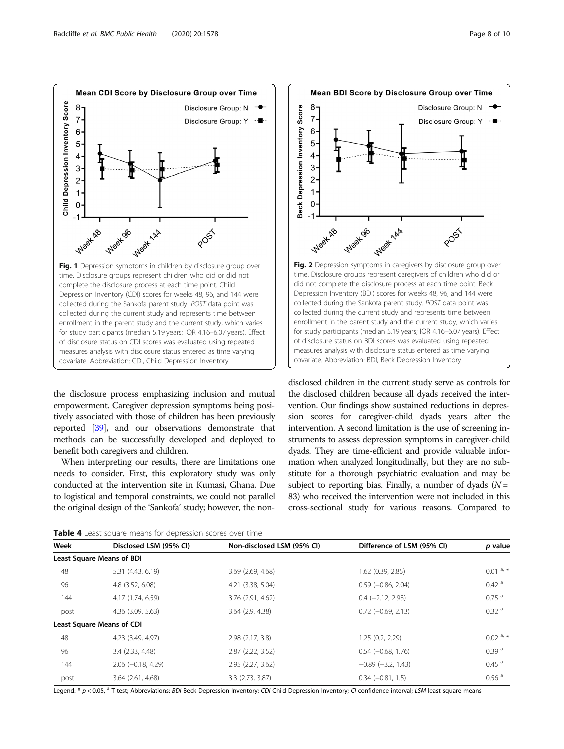Fig. 1 Depression symptoms in children by disclosure group over time. Disclosure groups represent children who did or did not complete the disclosure process at each time point. Child Depression Inventory (CDI) scores for weeks 48, 96, and 144 were collected during the Sankofa parent study. *POST* data point was collected during the current study and represents time between enrollment in the parent study and the current study, which varies for study participants (median 5.19 years; IQR 4.16–6.07 years). Effect of disclosure status on CDI scores was evaluated using repeated measures analysis with disclosure status entered as time varying covariate. Abbreviation: CDI, Child Depression Inventory

Fig. 2 Depression symptoms in caregivers by disclosure group over time. Disclosure groups represent caregivers of children who did or did not complete the disclosure process at each time point. Beck Depression Inventory (BDI) scores for weeks 48, 96, and 144 were collected during the Sankofa parent study. *POST* data point was collected during the current study and represents time between enrollment in the parent study and the current study, which varies for study participants (median 5.19 years; IQR 4.16–6.07 years). Effect of disclosure status on BDI scores was evaluated using repeated measures analysis with disclosure status entered as time varying covariate. Abbreviation: BDI, Beck Depression Inventory

the disclosure process emphasizing inclusion and mutual empowerment. Caregiver depression symptoms being positively associated with those of children has been previously reported [39], and our observations demonstrate that methods can be successfully developed and deployed to benefit both caregivers and children.

When interpreting our results, there are limitations one needs to consider. First, this exploratory study was only conducted at the intervention site in Kumasi, Ghana. Due to logistical and temporal constraints, we could not parallel the original design of the 'Sankofa' study; however, the non-disclosed children in the current study serve as controls for the disclosed children because all dyads received the intervention. Our findings show sustained reductions in depression scores for caregiver-child dyads years after the intervention. A second limitation is the use of screening instruments to assess depression symptoms in caregiver-child dyads. They are time-efficient and provide valuable information when analyzed longitudinally, but they are no substitute for a thorough psychiatric evaluation and may be subject to reporting bias. Finally, a number of dyads ($N = 83$) who received the intervention were not included in this cross-sectional study for various reasons. Compared to

**Table 4** Least square means for depression scores over time

| Week | Disclosed LSM (95% CI) | Non-disclosed LSM (95% CI) | Difference of LSM (95% CI) | *p* value |
|---|---|---|---|---|
| **Least Square Means of BDI** | | | | |
| 48 | 5.31 (4.43, 6.19) | 3.69 (2.69, 4.68) | 1.62 (0.39, 2.85) | 0.01 [a, *] |
| 96 | 4.8 (3.52, 6.08) | 4.21 (3.38, 5.04) | 0.59 (−0.86, 2.04) | 0.42 [a] |
| 144 | 4.17 (1.74, 6.59) | 3.76 (2.91, 4.62) | 0.4 (−2.12, 2.93) | 0.75 [a] |
| post | 4.36 (3.09, 5.63) | 3.64 (2.9, 4.38) | 0.72 (−0.69, 2.13) | 0.32 [a] |
| **Least Square Means of CDI** | | | | |
| 48 | 4.23 (3.49, 4.97) | 2.98 (2.17, 3.8) | 1.25 (0.2, 2.29) | 0.02 [a, *] |
| 96 | 3.4 (2.33, 4.48) | 2.87 (2.22, 3.52) | 0.54 (−0.68, 1.76) | 0.39 [a] |
| 144 | 2.06 (−0.18, 4.29) | 2.95 (2.27, 3.62) | −0.89 (−3.2, 1.43) | 0.45 [a] |
| post | 3.64 (2.61, 4.68) | 3.3 (2.73, 3.87) | 0.34 (−0.81, 1.5) | 0.56 [a] |

Legend: * $p < 0.05$, [a] T test; Abbreviations: *BDI* Beck Depression Inventory; *CDI* Child Depression Inventory; *CI* confidence interval; *LSM* least square means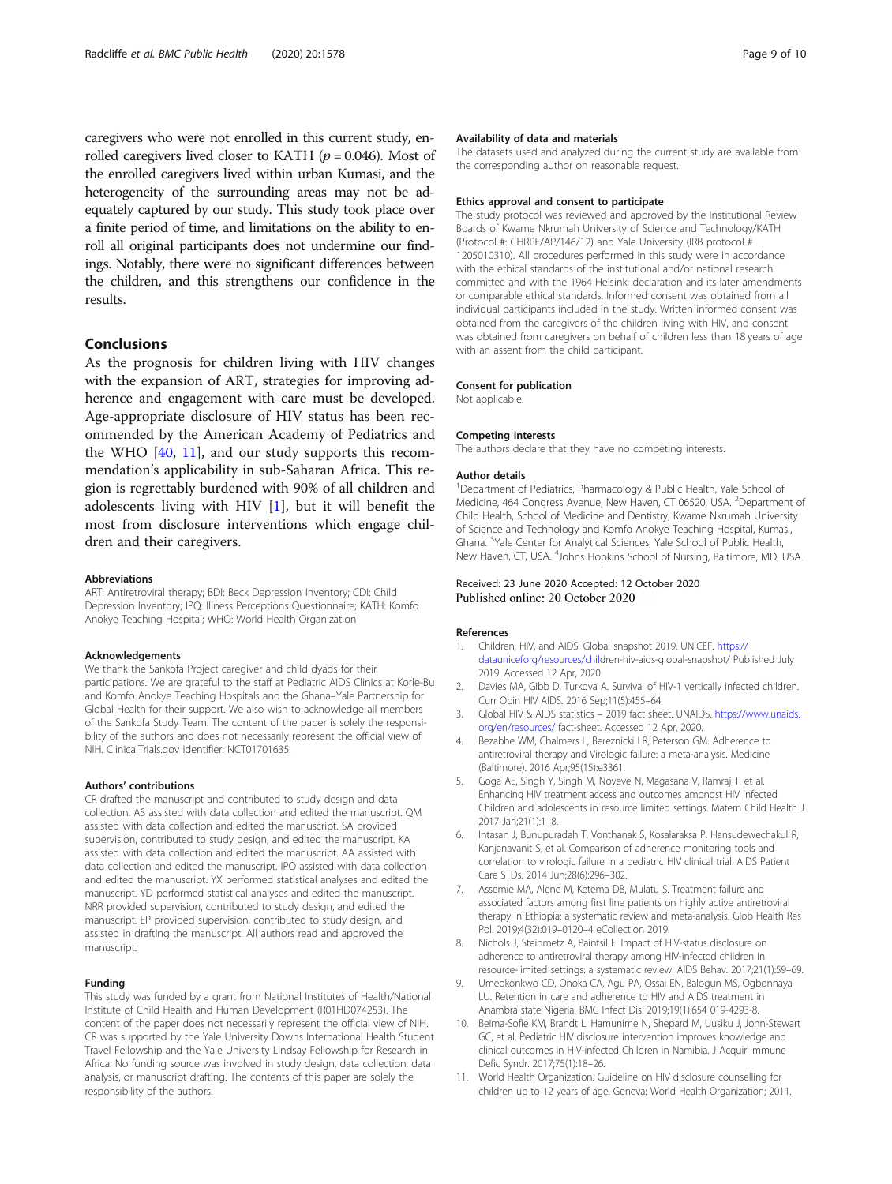caregivers who were not enrolled in this current study, enrolled caregivers lived closer to KATH ($p = 0.046$). Most of the enrolled caregivers lived within urban Kumasi, and the heterogeneity of the surrounding areas may not be adequately captured by our study. This study took place over a finite period of time, and limitations on the ability to enroll all original participants does not undermine our findings. Notably, there were no significant differences between the children, and this strengthens our confidence in the results.

## Conclusions

As the prognosis for children living with HIV changes with the expansion of ART, strategies for improving adherence and engagement with care must be developed. Age-appropriate disclosure of HIV status has been recommended by the American Academy of Pediatrics and the WHO [40, 11], and our study supports this recommendation's applicability in sub-Saharan Africa. This region is regrettably burdened with 90% of all children and adolescents living with HIV [1], but it will benefit the most from disclosure interventions which engage children and their caregivers.

#### Abbreviations

ART: Antiretroviral therapy; BDI: Beck Depression Inventory; CDI: Child Depression Inventory; IPQ: Illness Perceptions Questionnaire; KATH: Komfo Anokye Teaching Hospital; WHO: World Health Organization

#### Acknowledgements

We thank the Sankofa Project caregiver and child dyads for their participations. We are grateful to the staff at Pediatric AIDS Clinics at Korle-Bu and Komfo Anokye Teaching Hospitals and the Ghana–Yale Partnership for Global Health for their support. We also wish to acknowledge all members of the Sankofa Study Team. The content of the paper is solely the responsibility of the authors and does not necessarily represent the official view of NIH. ClinicalTrials.gov Identifier: NCT01701635.

#### Authors' contributions

CR drafted the manuscript and contributed to study design and data collection. AS assisted with data collection and edited the manuscript. QM assisted with data collection and edited the manuscript. SA provided supervision, contributed to study design, and edited the manuscript. KA assisted with data collection and edited the manuscript. AA assisted with data collection and edited the manuscript. IPO assisted with data collection and edited the manuscript. YX performed statistical analyses and edited the manuscript. YD performed statistical analyses and edited the manuscript. NRR provided supervision, contributed to study design, and edited the manuscript. EP provided supervision, contributed to study design, and assisted in drafting the manuscript. All authors read and approved the manuscript.

#### Funding

This study was funded by a grant from National Institutes of Health/National Institute of Child Health and Human Development (R01HD074253). The content of the paper does not necessarily represent the official view of NIH. CR was supported by the Yale University Downs International Health Student Travel Fellowship and the Yale University Lindsay Fellowship for Research in Africa. No funding source was involved in study design, data collection, data analysis, or manuscript drafting. The contents of this paper are solely the responsibility of the authors.

#### Availability of data and materials

The datasets used and analyzed during the current study are available from the corresponding author on reasonable request.

#### Ethics approval and consent to participate

The study protocol was reviewed and approved by the Institutional Review Boards of Kwame Nkrumah University of Science and Technology/KATH (Protocol #: CHRPE/AP/146/12) and Yale University (IRB protocol # 1205010310). All procedures performed in this study were in accordance with the ethical standards of the institutional and/or national research committee and with the 1964 Helsinki declaration and its later amendments or comparable ethical standards. Informed consent was obtained from all individual participants included in the study. Written informed consent was obtained from the caregivers of the children living with HIV, and consent was obtained from caregivers on behalf of children less than 18 years of age with an assent from the child participant.

#### Consent for publication

Not applicable.

#### Competing interests

The authors declare that they have no competing interests.

#### Author details

[1]Department of Pediatrics, Pharmacology & Public Health, Yale School of Medicine, 464 Congress Avenue, New Haven, CT 06520, USA. [2]Department of Child Health, School of Medicine and Dentistry, Kwame Nkrumah University of Science and Technology and Komfo Anokye Teaching Hospital, Kumasi, Ghana. [3]Yale Center for Analytical Sciences, Yale School of Public Health, New Haven, CT, USA. [4]Johns Hopkins School of Nursing, Baltimore, MD, USA.

Received: 23 June 2020 Accepted: 12 October 2020
Published online: 20 October 2020

#### References

1. Children, HIV, and AIDS: Global snapshot 2019. UNICEF. https://data.unicef.org/resources/children-hiv-aids-global-snapshot/ Published July 2019. Accessed 12 Apr, 2020.
2. Davies MA, Gibb D, Turkova A. Survival of HIV-1 vertically infected children. Curr Opin HIV AIDS. 2016 Sep;11(5):455–64.
3. Global HIV & AIDS statistics – 2019 fact sheet. UNAIDS. https://www.unaids.org/en/resources/ fact-sheet. Accessed 12 Apr, 2020.
4. Bezabhe WM, Chalmers L, Bereznicki LR, Peterson GM. Adherence to antiretroviral therapy and Virologic failure: a meta-analysis. Medicine (Baltimore). 2016 Apr;95(15):e3361.
5. Goga AE, Singh Y, Singh M, Noveve N, Magasana V, Ramraj T, et al. Enhancing HIV treatment access and outcomes amongst HIV infected Children and adolescents in resource limited settings. Matern Child Health J. 2017 Jan;21(1):1–8.
6. Intasan J, Bunupuradah T, Vonthanak S, Kosalaraksa P, Hansudewechakul R, Kanjanavanit S, et al. Comparison of adherence monitoring tools and correlation to virologic failure in a pediatric HIV clinical trial. AIDS Patient Care STDs. 2014 Jun;28(6):296–302.
7. Assemie MA, Alene M, Ketema DB, Mulatu S. Treatment failure and associated factors among first line patients on highly active antiretroviral therapy in Ethiopia: a systematic review and meta-analysis. Glob Health Res Pol. 2019;4(32):019–0120–4 eCollection 2019.
8. Nichols J, Steinmetz A, Paintsil E. Impact of HIV-status disclosure on adherence to antiretroviral therapy among HIV-infected children in resource-limited settings: a systematic review. AIDS Behav. 2017;21(1):59–69.
9. Umeokonkwo CD, Onoka CA, Agu PA, Ossai EN, Balogun MS, Ogbonnaya LU. Retention in care and adherence to HIV and AIDS treatment in Anambra state Nigeria. BMC Infect Dis. 2019;19(1):654 019-4293-8.
10. Beima-Sofie KM, Brandt L, Hamunime N, Shepard M, Uusiku J, John-Stewart GC, et al. Pediatric HIV disclosure intervention improves knowledge and clinical outcomes in HIV-infected Children in Namibia. J Acquir Immune Defic Syndr. 2017;75(1):18–26.
11. World Health Organization. Guideline on HIV disclosure counselling for children up to 12 years of age. Geneva: World Health Organization; 2011.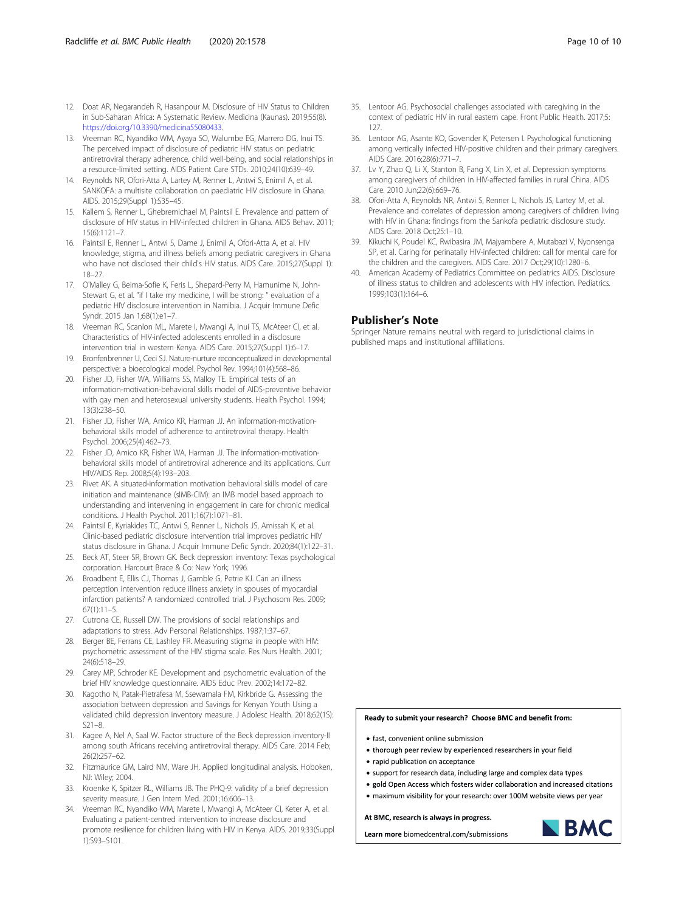12. Doat AR, Negarandeh R, Hasanpour M. Disclosure of HIV Status to Children in Sub-Saharan Africa: A Systematic Review. Medicina (Kaunas). 2019;55(8). https://doi.org/10.3390/medicina55080433.
13. Vreeman RC, Nyandiko WM, Ayaya SO, Walumbe EG, Marrero DG, Inui TS. The perceived impact of disclosure of pediatric HIV status on pediatric antiretroviral therapy adherence, child well-being, and social relationships in a resource-limited setting. AIDS Patient Care STDs. 2010;24(10):639–49.
14. Reynolds NR, Ofori-Atta A, Lartey M, Renner L, Antwi S, Enimil A, et al. SANKOFA: a multisite collaboration on paediatric HIV disclosure in Ghana. AIDS. 2015;29(Suppl 1):S35–45.
15. Kallem S, Renner L, Ghebremichael M, Paintsil E. Prevalence and pattern of disclosure of HIV status in HIV-infected children in Ghana. AIDS Behav. 2011; 15(6):1121–7.
16. Paintsil E, Renner L, Antwi S, Dame J, Enimil A, Ofori-Atta A, et al. HIV knowledge, stigma, and illness beliefs among pediatric caregivers in Ghana who have not disclosed their child's HIV status. AIDS Care. 2015;27(Suppl 1): 18–27.
17. O'Malley G, Beima-Sofie K, Feris L, Shepard-Perry M, Hamunime N, John-Stewart G, et al. "if I take my medicine, I will be strong: " evaluation of a pediatric HIV disclosure intervention in Namibia. J Acquir Immune Defic Syndr. 2015 Jan 1;68(1):e1–7.
18. Vreeman RC, Scanlon ML, Marete I, Mwangi A, Inui TS, McAteer CI, et al. Characteristics of HIV-infected adolescents enrolled in a disclosure intervention trial in western Kenya. AIDS Care. 2015;27(Suppl 1):6–17.
19. Bronfenbrenner U, Ceci SJ. Nature-nurture reconceptualized in developmental perspective: a bioecological model. Psychol Rev. 1994;101(4):568–86.
20. Fisher JD, Fisher WA, Williams SS, Malloy TE. Empirical tests of an information-motivation-behavioral skills model of AIDS-preventive behavior with gay men and heterosexual university students. Health Psychol. 1994; 13(3):238–50.
21. Fisher JD, Fisher WA, Amico KR, Harman JJ. An information-motivation-behavioral skills model of adherence to antiretroviral therapy. Health Psychol. 2006;25(4):462–73.
22. Fisher JD, Amico KR, Fisher WA, Harman JJ. The information-motivation-behavioral skills model of antiretroviral adherence and its applications. Curr HIV/AIDS Rep. 2008;5(4):193–203.
23. Rivet AK. A situated-information motivation behavioral skills model of care initiation and maintenance (sIMB-CIM): an IMB model based approach to understanding and intervening in engagement in care for chronic medical conditions. J Health Psychol. 2011;16(7):1071–81.
24. Paintsil E, Kyriakides TC, Antwi S, Renner L, Nichols JS, Amissah K, et al. Clinic-based pediatric disclosure intervention trial improves pediatric HIV status disclosure in Ghana. J Acquir Immune Defic Syndr. 2020;84(1):122–31.
25. Beck AT, Steer SR, Brown GK. Beck depression inventory: Texas psychological corporation. Harcourt Brace & Co: New York; 1996.
26. Broadbent E, Ellis CJ, Thomas J, Gamble G, Petrie KJ. Can an illness perception intervention reduce illness anxiety in spouses of myocardial infarction patients? A randomized controlled trial. J Psychosom Res. 2009; 67(1):11–5.
27. Cutrona CE, Russell DW. The provisions of social relationships and adaptations to stress. Adv Personal Relationships. 1987;1:37–67.
28. Berger BE, Ferrans CE, Lashley FR. Measuring stigma in people with HIV: psychometric assessment of the HIV stigma scale. Res Nurs Health. 2001; 24(6):518–29.
29. Carey MP, Schroder KE. Development and psychometric evaluation of the brief HIV knowledge questionnaire. AIDS Educ Prev. 2002;14:172–82.
30. Kagotho N, Patak-Pietrafesa M, Ssewamala FM, Kirkbride G. Assessing the association between depression and Savings for Kenyan Youth Using a validated child depression inventory measure. J Adolesc Health. 2018;62(1S): S21–8.
31. Kagee A, Nel A, Saal W. Factor structure of the Beck depression inventory-II among south Africans receiving antiretroviral therapy. AIDS Care. 2014 Feb; 26(2):257–62.
32. Fitzmaurice GM, Laird NM, Ware JH. Applied longitudinal analysis. Hoboken, NJ: Wiley; 2004.
33. Kroenke K, Spitzer RL, Williams JB. The PHQ-9: validity of a brief depression severity measure. J Gen Intern Med. 2001;16:606–13.
34. Vreeman RC, Nyandiko WM, Marete I, Mwangi A, McAteer CI, Keter A, et al. Evaluating a patient-centred intervention to increase disclosure and promote resilience for children living with HIV in Kenya. AIDS. 2019;33(Suppl 1):S93–S101.
35. Lentoor AG. Psychosocial challenges associated with caregiving in the context of pediatric HIV in rural eastern cape. Front Public Health. 2017;5: 127.
36. Lentoor AG, Asante KO, Govender K, Petersen I. Psychological functioning among vertically infected HIV-positive children and their primary caregivers. AIDS Care. 2016;28(6):771–7.
37. Lv Y, Zhao Q, Li X, Stanton B, Fang X, Lin X, et al. Depression symptoms among caregivers of children in HIV-affected families in rural China. AIDS Care. 2010 Jun;22(6):669–76.
38. Ofori-Atta A, Reynolds NR, Antwi S, Renner L, Nichols JS, Lartey M, et al. Prevalence and correlates of depression among caregivers of children living with HIV in Ghana: findings from the Sankofa pediatric disclosure study. AIDS Care. 2018 Oct;25:1–10.
39. Kikuchi K, Poudel KC, Rwibasira JM, Majyambere A, Mutabazi V, Nyonsenga SP, et al. Caring for perinatally HIV-infected children: call for mental care for the children and the caregivers. AIDS Care. 2017 Oct;29(10):1280–6.
40. American Academy of Pediatrics Committee on pediatrics AIDS. Disclosure of illness status to children and adolescents with HIV infection. Pediatrics. 1999;103(1):164–6.

## Publisher's Note

Springer Nature remains neutral with regard to jurisdictional claims in published maps and institutional affiliations.

**Ready to submit your research? Choose BMC and benefit from:**

- fast, convenient online submission
- thorough peer review by experienced researchers in your field
- rapid publication on acceptance
- support for research data, including large and complex data types
- gold Open Access which fosters wider collaboration and increased citations
- maximum visibility for your research: over 100M website views per year

**At BMC, research is always in progress.**

**Learn more** biomedcentral.com/submissions

BMC